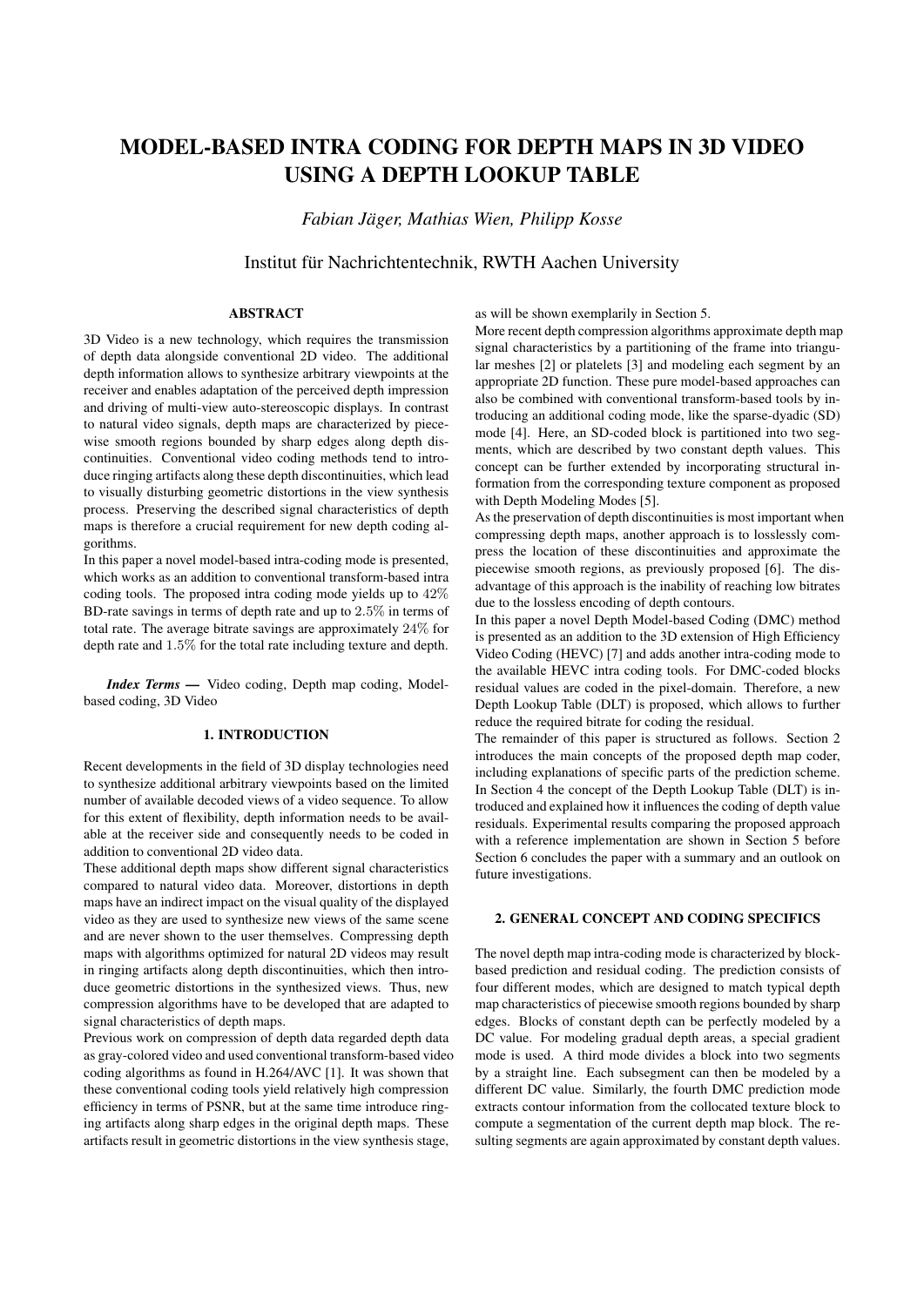# MODEL-BASED INTRA CODING FOR DEPTH MAPS IN 3D VIDEO USING A DEPTH LOOKUP TABLE

*Fabian Jäger, Mathias Wien, Philipp Kosse*

Institut für Nachrichtentechnik, RWTH Aachen University

## ABSTRACT

3D Video is a new technology, which requires the transmission of depth data alongside conventional 2D video. The additional depth information allows to synthesize arbitrary viewpoints at the receiver and enables adaptation of the perceived depth impression and driving of multi-view auto-stereoscopic displays. In contrast to natural video signals, depth maps are characterized by piecewise smooth regions bounded by sharp edges along depth discontinuities. Conventional video coding methods tend to introduce ringing artifacts along these depth discontinuities, which lead to visually disturbing geometric distortions in the view synthesis process. Preserving the described signal characteristics of depth maps is therefore a crucial requirement for new depth coding algorithms.

In this paper a novel model-based intra-coding mode is presented, which works as an addition to conventional transform-based intra coding tools. The proposed intra coding mode yields up to $42\%$ BD-rate savings in terms of depth rate and up to $2.5\%$ in terms of total rate. The average bitrate savings are approximately $24\%$ for depth rate and $1.5\%$ for the total rate including texture and depth.

***Index Terms*** — Video coding, Depth map coding, Model-based coding, 3D Video

## 1. INTRODUCTION

Recent developments in the field of 3D display technologies need to synthesize additional arbitrary viewpoints based on the limited number of available decoded views of a video sequence. To allow for this extent of flexibility, depth information needs to be available at the receiver side and consequently needs to be coded in addition to conventional 2D video data.

These additional depth maps show different signal characteristics compared to natural video data. Moreover, distortions in depth maps have an indirect impact on the visual quality of the displayed video as they are used to synthesize new views of the same scene and are never shown to the user themselves. Compressing depth maps with algorithms optimized for natural 2D videos may result in ringing artifacts along depth discontinuities, which then introduce geometric distortions in the synthesized views. Thus, new compression algorithms have to be developed that are adapted to signal characteristics of depth maps.

Previous work on compression of depth data regarded depth data as gray-colored video and used conventional transform-based video coding algorithms as found in H.264/AVC [1]. It was shown that these conventional coding tools yield relatively high compression efficiency in terms of PSNR, but at the same time introduce ringing artifacts along sharp edges in the original depth maps. These artifacts result in geometric distortions in the view synthesis stage, as will be shown exemplarily in Section 5.

More recent depth compression algorithms approximate depth map signal characteristics by a partitioning of the frame into triangular meshes [2] or platelets [3] and modeling each segment by an appropriate 2D function. These pure model-based approaches can also be combined with conventional transform-based tools by introducing an additional coding mode, like the sparse-dyadic (SD) mode [4]. Here, an SD-coded block is partitioned into two segments, which are described by two constant depth values. This concept can be further extended by incorporating structural information from the corresponding texture component as proposed with Depth Modeling Modes [5].

As the preservation of depth discontinuities is most important when compressing depth maps, another approach is to losslessly compress the location of these discontinuities and approximate the piecewise smooth regions, as previously proposed [6]. The disadvantage of this approach is the inability of reaching low bitrates due to the lossless encoding of depth contours.

In this paper a novel Depth Model-based Coding (DMC) method is presented as an addition to the 3D extension of High Efficiency Video Coding (HEVC) [7] and adds another intra-coding mode to the available HEVC intra coding tools. For DMC-coded blocks residual values are coded in the pixel-domain. Therefore, a new Depth Lookup Table (DLT) is proposed, which allows to further reduce the required bitrate for coding the residual.

The remainder of this paper is structured as follows. Section 2 introduces the main concepts of the proposed depth map coder, including explanations of specific parts of the prediction scheme. In Section 4 the concept of the Depth Lookup Table (DLT) is introduced and explained how it influences the coding of depth value residuals. Experimental results comparing the proposed approach with a reference implementation are shown in Section 5 before Section 6 concludes the paper with a summary and an outlook on future investigations.

## 2. GENERAL CONCEPT AND CODING SPECIFICS

The novel depth map intra-coding mode is characterized by block-based prediction and residual coding. The prediction consists of four different modes, which are designed to match typical depth map characteristics of piecewise smooth regions bounded by sharp edges. Blocks of constant depth can be perfectly modeled by a DC value. For modeling gradual depth areas, a special gradient mode is used. A third mode divides a block into two segments by a straight line. Each subsegment can then be modeled by a different DC value. Similarly, the fourth DMC prediction mode extracts contour information from the collocated texture block to compute a segmentation of the current depth map block. The resulting segments are again approximated by constant depth values.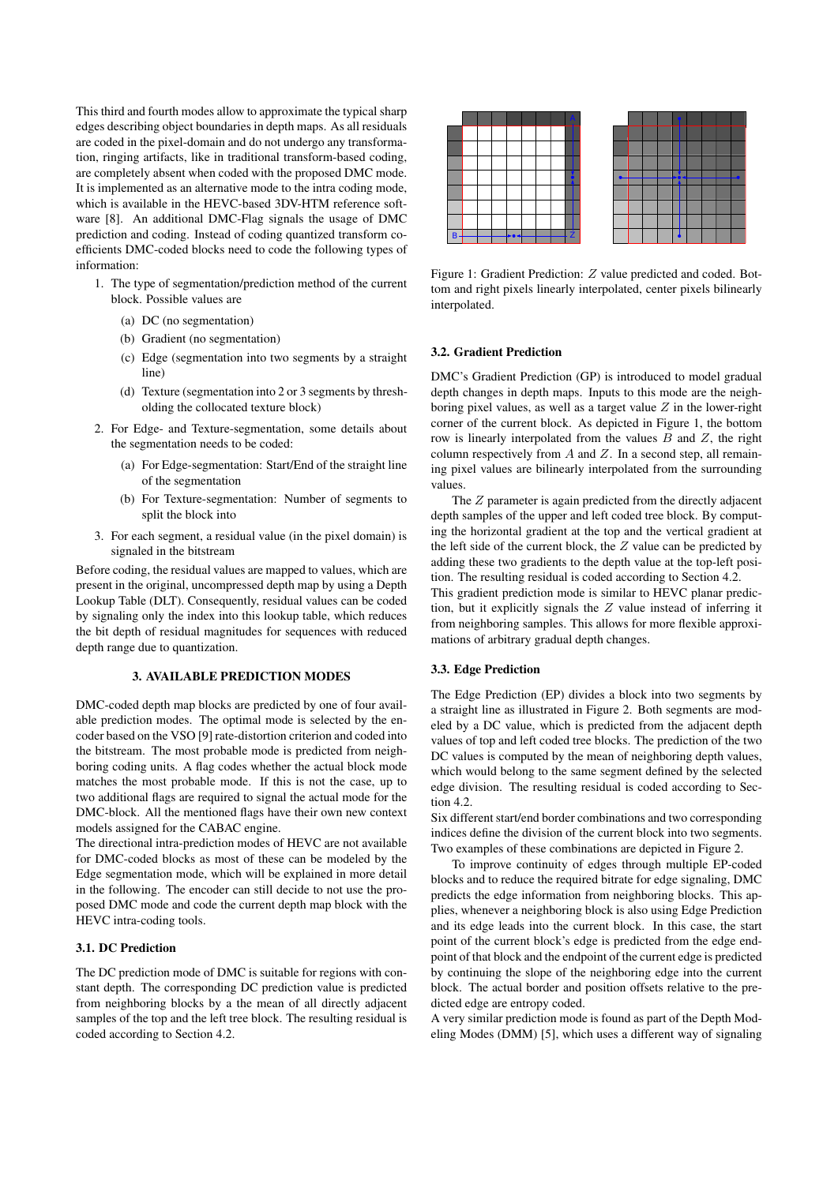This third and fourth modes allow to approximate the typical sharp edges describing object boundaries in depth maps. As all residuals are coded in the pixel-domain and do not undergo any transformation, ringing artifacts, like in traditional transform-based coding, are completely absent when coded with the proposed DMC mode. It is implemented as an alternative mode to the intra coding mode, which is available in the HEVC-based 3DV-HTM reference software [8]. An additional DMC-Flag signals the usage of DMC prediction and coding. Instead of coding quantized transform coefficients DMC-coded blocks need to code the following types of information:

1. The type of segmentation/prediction method of the current block. Possible values are
   - (a) DC (no segmentation)
   - (b) Gradient (no segmentation)
   - (c) Edge (segmentation into two segments by a straight line)
   - (d) Texture (segmentation into 2 or 3 segments by thresholding the collocated texture block)
2. For Edge- and Texture-segmentation, some details about the segmentation needs to be coded:
   - (a) For Edge-segmentation: Start/End of the straight line of the segmentation
   - (b) For Texture-segmentation: Number of segments to split the block into
3. For each segment, a residual value (in the pixel domain) is signaled in the bitstream

Before coding, the residual values are mapped to values, which are present in the original, uncompressed depth map by using a Depth Lookup Table (DLT). Consequently, residual values can be coded by signaling only the index into this lookup table, which reduces the bit depth of residual magnitudes for sequences with reduced depth range due to quantization.

## 3. AVAILABLE PREDICTION MODES

DMC-coded depth map blocks are predicted by one of four available prediction modes. The optimal mode is selected by the encoder based on the VSO [9] rate-distortion criterion and coded into the bitstream. The most probable mode is predicted from neighboring coding units. A flag codes whether the actual block mode matches the most probable mode. If this is not the case, up to two additional flags are required to signal the actual mode for the DMC-block. All the mentioned flags have their own new context models assigned for the CABAC engine.

The directional intra-prediction modes of HEVC are not available for DMC-coded blocks as most of these can be modeled by the Edge segmentation mode, which will be explained in more detail in the following. The encoder can still decide to not use the proposed DMC mode and code the current depth map block with the HEVC intra-coding tools.

### 3.1. DC Prediction

The DC prediction mode of DMC is suitable for regions with constant depth. The corresponding DC prediction value is predicted from neighboring blocks by a the mean of all directly adjacent samples of the top and the left tree block. The resulting residual is coded according to Section 4.2.

A

B

Z

Figure 1: Gradient Prediction: $Z$ value predicted and coded. Bottom and right pixels linearly interpolated, center pixels bilinearly interpolated.

### 3.2. Gradient Prediction

DMC's Gradient Prediction (GP) is introduced to model gradual depth changes in depth maps. Inputs to this mode are the neighboring pixel values, as well as a target value $Z$ in the lower-right corner of the current block. As depicted in Figure 1, the bottom row is linearly interpolated from the values $B$ and $Z$, the right column respectively from $A$ and $Z$. In a second step, all remaining pixel values are bilinearly interpolated from the surrounding values.

The $Z$ parameter is again predicted from the directly adjacent depth samples of the upper and left coded tree block. By computing the horizontal gradient at the top and the vertical gradient at the left side of the current block, the $Z$ value can be predicted by adding these two gradients to the depth value at the top-left position. The resulting residual is coded according to Section 4.2.

This gradient prediction mode is similar to HEVC planar prediction, but it explicitly signals the $Z$ value instead of inferring it from neighboring samples. This allows for more flexible approximations of arbitrary gradual depth changes.

### 3.3. Edge Prediction

The Edge Prediction (EP) divides a block into two segments by a straight line as illustrated in Figure 2. Both segments are modeled by a DC value, which is predicted from the adjacent depth values of top and left coded tree blocks. The prediction of the two DC values is computed by the mean of neighboring depth values, which would belong to the same segment defined by the selected edge division. The resulting residual is coded according to Section 4.2.

Six different start/end border combinations and two corresponding indices define the division of the current block into two segments. Two examples of these combinations are depicted in Figure 2.

To improve continuity of edges through multiple EP-coded blocks and to reduce the required bitrate for edge signaling, DMC predicts the edge information from neighboring blocks. This applies, whenever a neighboring block is also using Edge Prediction and its edge leads into the current block. In this case, the start point of the current block's edge is predicted from the edge endpoint of that block and the endpoint of the current edge is predicted by continuing the slope of the neighboring edge into the current block. The actual border and position offsets relative to the predicted edge are entropy coded.

A very similar prediction mode is found as part of the Depth Modeling Modes (DMM) [5], which uses a different way of signaling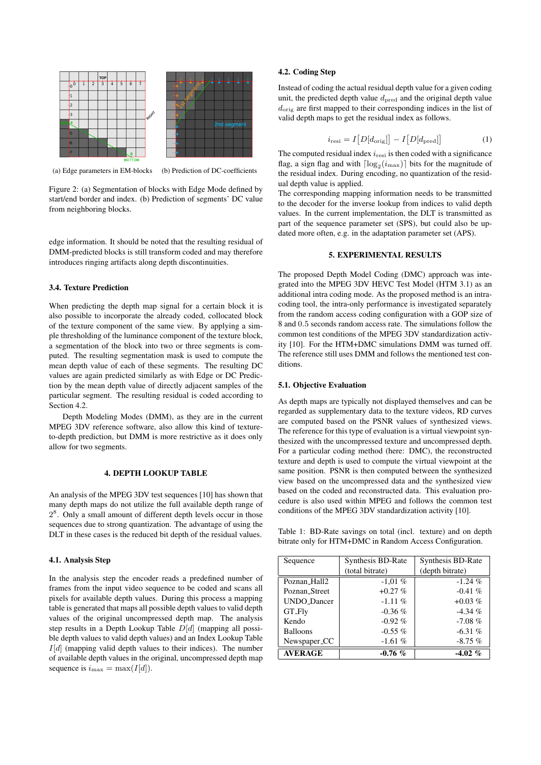(a) Edge parameters in EM-blocks (b) Prediction of DC-coefficients

Figure 2: (a) Segmentation of blocks with Edge Mode defined by start/end border and index. (b) Prediction of segments' DC value from neighboring blocks.

edge information. It should be noted that the resulting residual of DMM-predicted blocks is still transform coded and may therefore introduces ringing artifacts along depth discontinuities.

### 3.4. Texture Prediction

When predicting the depth map signal for a certain block it is also possible to incorporate the already coded, collocated block of the texture component of the same view. By applying a simple thresholding of the luminance component of the texture block, a segmentation of the block into two or three segments is computed. The resulting segmentation mask is used to compute the mean depth value of each of these segments. The resulting DC values are again predicted similarly as with Edge or DC Prediction by the mean depth value of directly adjacent samples of the particular segment. The resulting residual is coded according to Section 4.2.

Depth Modeling Modes (DMM), as they are in the current MPEG 3DV reference software, also allow this kind of texture-to-depth prediction, but DMM is more restrictive as it does only allow for two segments.

## 4. DEPTH LOOKUP TABLE

An analysis of the MPEG 3DV test sequences [10] has shown that many depth maps do not utilize the full available depth range of $2^8$. Only a small amount of different depth levels occur in those sequences due to strong quantization. The advantage of using the DLT in these cases is the reduced bit depth of the residual values.

### 4.1. Analysis Step

In the analysis step the encoder reads a predefined number of frames from the input video sequence to be coded and scans all pixels for available depth values. During this process a mapping table is generated that maps all possible depth values to valid depth values of the original uncompressed depth map. The analysis step results in a Depth Lookup Table $D[d]$ (mapping all possible depth values to valid depth values) and an Index Lookup Table $I[d]$ (mapping valid depth values to their indices). The number of available depth values in the original, uncompressed depth map sequence is $i_{\max} = \max(I[d])$.

### 4.2. Coding Step

Instead of coding the actual residual depth value for a given coding unit, the predicted depth value $d_{\text{pred}}$ and the original depth value $d_{\text{orig}}$ are first mapped to their corresponding indices in the list of valid depth maps to get the residual index as follows.

$$i_{\text{resi}} = I\big[D[d_{\text{orig}}]\big] - I\big[D[d_{\text{pred}}]\big] \tag{1}$$

The computed residual index $i_{\text{resi}}$ is then coded with a significance flag, a sign flag and with $\lceil \log_2(i_{\max}) \rceil$ bits for the magnitude of the residual index. During encoding, no quantization of the residual depth value is applied.

The corresponding mapping information needs to be transmitted to the decoder for the inverse lookup from indices to valid depth values. In the current implementation, the DLT is transmitted as part of the sequence parameter set (SPS), but could also be updated more often, e.g. in the adaptation parameter set (APS).

## 5. EXPERIMENTAL RESULTS

The proposed Depth Model Coding (DMC) approach was integrated into the MPEG 3DV HEVC Test Model (HTM 3.1) as an additional intra coding mode. As the proposed method is an intra-coding tool, the intra-only performance is investigated separately from the random access coding configuration with a GOP size of 8 and 0.5 seconds random access rate. The simulations follow the common test conditions of the MPEG 3DV standardization activity [10]. For the HTM+DMC simulations DMM was turned off. The reference still uses DMM and follows the mentioned test conditions.

### 5.1. Objective Evaluation

As depth maps are typically not displayed themselves and can be regarded as supplementary data to the texture videos, RD curves are computed based on the PSNR values of synthesized views. The reference for this type of evaluation is a virtual viewpoint synthesized with the uncompressed texture and uncompressed depth. For a particular coding method (here: DMC), the reconstructed texture and depth is used to compute the virtual viewpoint at the same position. PSNR is then computed between the synthesized view based on the uncompressed data and the synthesized view based on the coded and reconstructed data. This evaluation procedure is also used within MPEG and follows the common test conditions of the MPEG 3DV standardization activity [10].

Table 1: BD-Rate savings on total (incl. texture) and on depth bitrate only for HTM+DMC in Random Access Configuration.

| Sequence | Synthesis BD-Rate (total bitrate) | Synthesis BD-Rate (depth bitrate) |
|---|---|---|
| Poznan_Hall2 | -1,01 % | -1.24 % |
| Poznan_Street | +0.27 % | -0.41 % |
| UNDO_Dancer | -1.11 % | +0.03 % |
| GT_Fly | -0.36 % | -4.34 % |
| Kendo | -0.92 % | -7.08 % |
| Balloons | -0.55 % | -6.31 % |
| Newspaper_CC | -1.61 % | -8.75 % |
| **AVERAGE** | **-0.76 %** | **-4.02 %** |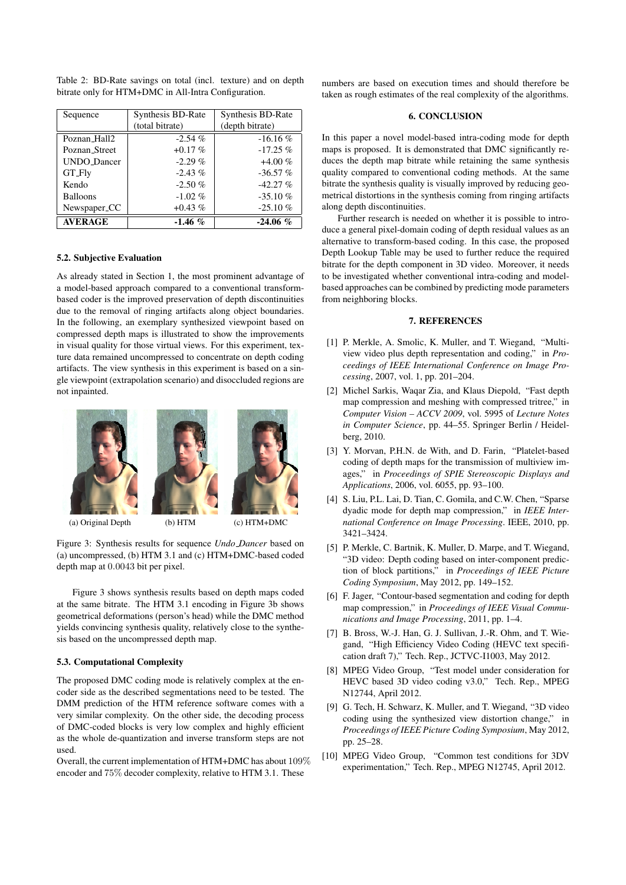Table 2: BD-Rate savings on total (incl. texture) and on depth bitrate only for HTM+DMC in All-Intra Configuration.

| Sequence | Synthesis BD-Rate (total bitrate) | Synthesis BD-Rate (depth bitrate) |
|---|---|---|
| Poznan_Hall2 | -2.54 % | -16.16 % |
| Poznan_Street | +0.17 % | -17.25 % |
| UNDO_Dancer | -2.29 % | +4.00 % |
| GT_Fly | -2.43 % | -36.57 % |
| Kendo | -2.50 % | -42.27 % |
| Balloons | -1.02 % | -35.10 % |
| Newspaper_CC | +0.43 % | -25.10 % |
| **AVERAGE** | **-1.46 %** | **-24.06 %** |

### 5.2. Subjective Evaluation

As already stated in Section 1, the most prominent advantage of a model-based approach compared to a conventional transform-based coder is the improved preservation of depth discontinuities due to the removal of ringing artifacts along object boundaries. In the following, an exemplary synthesized viewpoint based on compressed depth maps is illustrated to show the improvements in visual quality for those virtual views. For this experiment, texture data remained uncompressed to concentrate on depth coding artifacts. The view synthesis in this experiment is based on a single viewpoint (extrapolation scenario) and disoccluded regions are not inpainted.

(a) Original Depth (b) HTM (c) HTM+DMC

Figure 3: Synthesis results for sequence *Undo_Dancer* based on (a) uncompressed, (b) HTM 3.1 and (c) HTM+DMC-based coded depth map at $0.0043$ bit per pixel.

Figure 3 shows synthesis results based on depth maps coded at the same bitrate. The HTM 3.1 encoding in Figure 3b shows geometrical deformations (person's head) while the DMC method yields convincing synthesis quality, relatively close to the synthesis based on the uncompressed depth map.

### 5.3. Computational Complexity

The proposed DMC coding mode is relatively complex at the encoder side as the described segmentations need to be tested. The DMM prediction of the HTM reference software comes with a very similar complexity. On the other side, the decoding process of DMC-coded blocks is very low complex and highly efficient as the whole de-quantization and inverse transform steps are not used.

Overall, the current implementation of HTM+DMC has about $109\%$ encoder and $75\%$ decoder complexity, relative to HTM 3.1. These numbers are based on execution times and should therefore be taken as rough estimates of the real complexity of the algorithms.

## 6. CONCLUSION

In this paper a novel model-based intra-coding mode for depth maps is proposed. It is demonstrated that DMC significantly reduces the depth map bitrate while retaining the same synthesis quality compared to conventional coding methods. At the same bitrate the synthesis quality is visually improved by reducing geometrical distortions in the synthesis coming from ringing artifacts along depth discontinuities.

Further research is needed on whether it is possible to introduce a general pixel-domain coding of depth residual values as an alternative to transform-based coding. In this case, the proposed Depth Lookup Table may be used to further reduce the required bitrate for the depth component in 3D video. Moreover, it needs to be investigated whether conventional intra-coding and model-based approaches can be combined by predicting mode parameters from neighboring blocks.

## 7. REFERENCES

[1] P. Merkle, A. Smolic, K. Muller, and T. Wiegand, "Multi-view video plus depth representation and coding," in *Proceedings of IEEE International Conference on Image Processing*, 2007, vol. 1, pp. 201–204.

[2] Michel Sarkis, Waqar Zia, and Klaus Diepold, "Fast depth map compression and meshing with compressed tritree," in *Computer Vision – ACCV 2009*, vol. 5995 of *Lecture Notes in Computer Science*, pp. 44–55. Springer Berlin / Heidelberg, 2010.

[3] Y. Morvan, P.H.N. de With, and D. Farin, "Platelet-based coding of depth maps for the transmission of multiview images," in *Proceedings of SPIE Stereoscopic Displays and Applications*, 2006, vol. 6055, pp. 93–100.

[4] S. Liu, P.L. Lai, D. Tian, C. Gomila, and C.W. Chen, "Sparse dyadic mode for depth map compression," in *IEEE International Conference on Image Processing*. IEEE, 2010, pp. 3421–3424.

[5] P. Merkle, C. Bartnik, K. Muller, D. Marpe, and T. Wiegand, "3D video: Depth coding based on inter-component prediction of block partitions," in *Proceedings of IEEE Picture Coding Symposium*, May 2012, pp. 149–152.

[6] F. Jager, "Contour-based segmentation and coding for depth map compression," in *Proceedings of IEEE Visual Communications and Image Processing*, 2011, pp. 1–4.

[7] B. Bross, W.-J. Han, G. J. Sullivan, J.-R. Ohm, and T. Wiegand, "High Efficiency Video Coding (HEVC text specification draft 7)," Tech. Rep., JCTVC-I1003, May 2012.

[8] MPEG Video Group, "Test model under consideration for HEVC based 3D video coding v3.0," Tech. Rep., MPEG N12744, April 2012.

[9] G. Tech, H. Schwarz, K. Muller, and T. Wiegand, "3D video coding using the synthesized view distortion change," in *Proceedings of IEEE Picture Coding Symposium*, May 2012, pp. 25–28.

[10] MPEG Video Group, "Common test conditions for 3DV experimentation," Tech. Rep., MPEG N12745, April 2012.